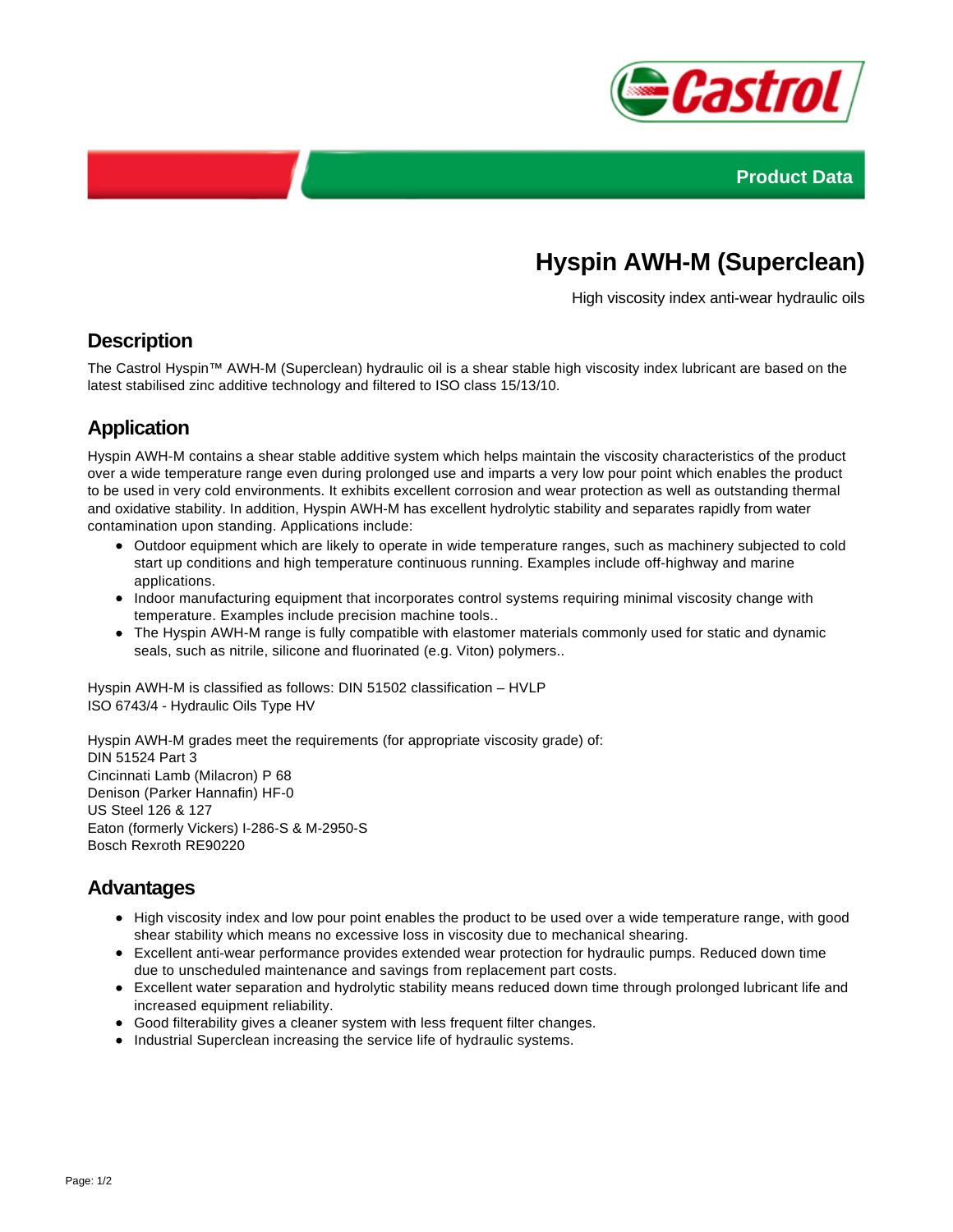Product Data

# Hyspin AWH-M (Superclean)

High viscosity index anti-wear hydraulic oils

## Description

The Castrol Hyspin™ AWH-M (Superclean) hydraulic oil is a shear stable high viscosity index lubricant are based on the latest stabilised zinc additive technology and filtered to ISO class 15/13/10.

## Application

Hyspin AWH-M contains a shear stable additive system which helps maintain the viscosity characteristics of the product over a wide temperature range even during prolonged use and imparts a very low pour point which enables the product to be used in very cold environments. It exhibits excellent corrosion and wear protection as well as outstanding thermal and oxidative stability. In addition, Hyspin AWH-M has excellent hydrolytic stability and separates rapidly from water contamination upon standing. Applications include:

- Outdoor equipment which are likely to operate in wide temperature ranges, such as machinery subjected to cold start up conditions and high temperature continuous running. Examples include off-highway and marine applications.
- Indoor manufacturing equipment that incorporates control systems requiring minimal viscosity change with temperature. Examples include precision machine tools..
- The Hyspin AWH-M range is fully compatible with elastomer materials commonly used for static and dynamic seals, such as nitrile, silicone and fluorinated (e.g. Viton) polymers..

Hyspin AWH-M is classified as follows: DIN 51502 classification – HVLP
ISO 6743/4 - Hydraulic Oils Type HV

Hyspin AWH-M grades meet the requirements (for appropriate viscosity grade) of:
DIN 51524 Part 3
Cincinnati Lamb (Milacron) P 68
Denison (Parker Hannafin) HF-0
US Steel 126 & 127
Eaton (formerly Vickers) I-286-S & M-2950-S
Bosch Rexroth RE90220

## Advantages

- High viscosity index and low pour point enables the product to be used over a wide temperature range, with good shear stability which means no excessive loss in viscosity due to mechanical shearing.
- Excellent anti-wear performance provides extended wear protection for hydraulic pumps. Reduced down time due to unscheduled maintenance and savings from replacement part costs.
- Excellent water separation and hydrolytic stability means reduced down time through prolonged lubricant life and increased equipment reliability.
- Good filterability gives a cleaner system with less frequent filter changes.
- Industrial Superclean increasing the service life of hydraulic systems.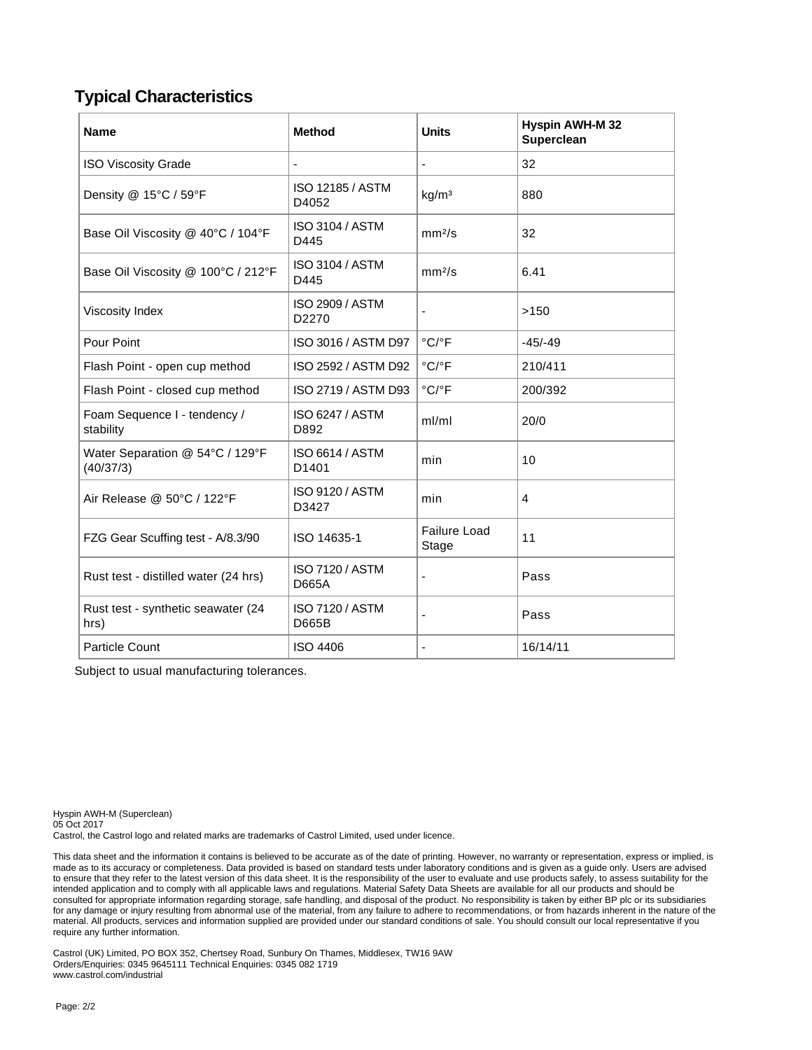## Typical Characteristics

| Name | Method | Units | Hyspin AWH-M 32 Superclean |
|---|---|---|---|
| ISO Viscosity Grade | - | - | 32 |
| Density @ 15°C / 59°F | ISO 12185 / ASTM D4052 | kg/m³ | 880 |
| Base Oil Viscosity @ 40°C / 104°F | ISO 3104 / ASTM D445 | mm²/s | 32 |
| Base Oil Viscosity @ 100°C / 212°F | ISO 3104 / ASTM D445 | mm²/s | 6.41 |
| Viscosity Index | ISO 2909 / ASTM D2270 | - | >150 |
| Pour Point | ISO 3016 / ASTM D97 | °C/°F | -45/-49 |
| Flash Point - open cup method | ISO 2592 / ASTM D92 | °C/°F | 210/411 |
| Flash Point - closed cup method | ISO 2719 / ASTM D93 | °C/°F | 200/392 |
| Foam Sequence I - tendency / stability | ISO 6247 / ASTM D892 | ml/ml | 20/0 |
| Water Separation @ 54°C / 129°F (40/37/3) | ISO 6614 / ASTM D1401 | min | 10 |
| Air Release @ 50°C / 122°F | ISO 9120 / ASTM D3427 | min | 4 |
| FZG Gear Scuffing test - A/8.3/90 | ISO 14635-1 | Failure Load Stage | 11 |
| Rust test - distilled water (24 hrs) | ISO 7120 / ASTM D665A | - | Pass |
| Rust test - synthetic seawater (24 hrs) | ISO 7120 / ASTM D665B | - | Pass |
| Particle Count | ISO 4406 | - | 16/14/11 |

Subject to usual manufacturing tolerances.

Hyspin AWH-M (Superclean)
05 Oct 2017
Castrol, the Castrol logo and related marks are trademarks of Castrol Limited, used under licence.

This data sheet and the information it contains is believed to be accurate as of the date of printing. However, no warranty or representation, express or implied, is made as to its accuracy or completeness. Data provided is based on standard tests under laboratory conditions and is given as a guide only. Users are advised to ensure that they refer to the latest version of this data sheet. It is the responsibility of the user to evaluate and use products safely, to assess suitability for the intended application and to comply with all applicable laws and regulations. Material Safety Data Sheets are available for all our products and should be consulted for appropriate information regarding storage, safe handling, and disposal of the product. No responsibility is taken by either BP plc or its subsidiaries for any damage or injury resulting from abnormal use of the material, from any failure to adhere to recommendations, or from hazards inherent in the nature of the material. All products, services and information supplied are provided under our standard conditions of sale. You should consult our local representative if you require any further information.

Castrol (UK) Limited, PO BOX 352, Chertsey Road, Sunbury On Thames, Middlesex, TW16 9AW
Orders/Enquiries: 0345 9645111 Technical Enquiries: 0345 082 1719
www.castrol.com/industrial